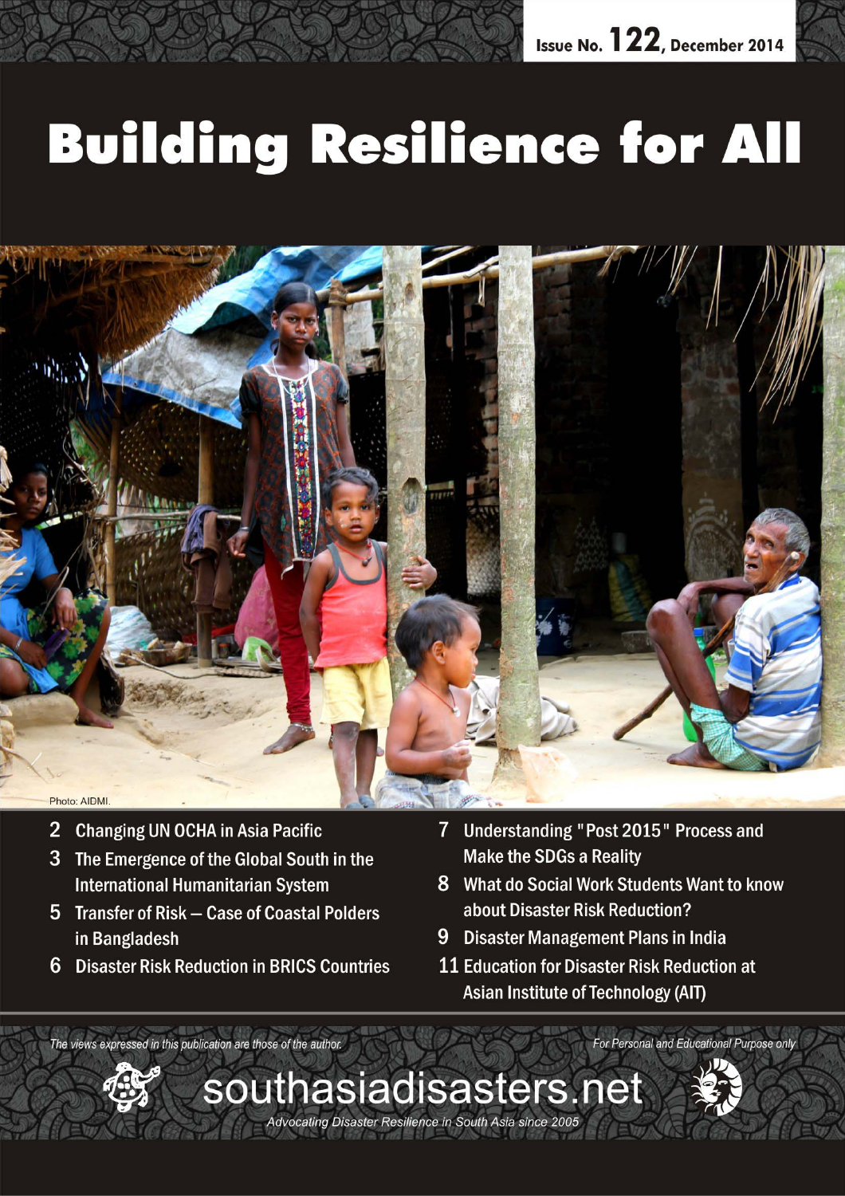Issue No. 122, December 2014

# Building Resilience for All

Photo: AIDMI.

- 2 Changing UN OCHA in Asia Pacific
- 3 The Emergence of the Global South in the International Humanitarian System
- 5 Transfer of Risk – Case of Coastal Polders in Bangladesh
- 6 Disaster Risk Reduction in BRICS Countries
- 7 Understanding "Post 2015" Process and Make the SDGs a Reality
- 8 What do Social Work Students Want to know about Disaster Risk Reduction?
- 9 Disaster Management Plans in India
- 11 Education for Disaster Risk Reduction at Asian Institute of Technology (AIT)

*The views expressed in this publication are those of the author.*

*For Personal and Educational Purpose only*

southasiadisasters.net

*Advocating Disaster Resilience in South Asia since 2005*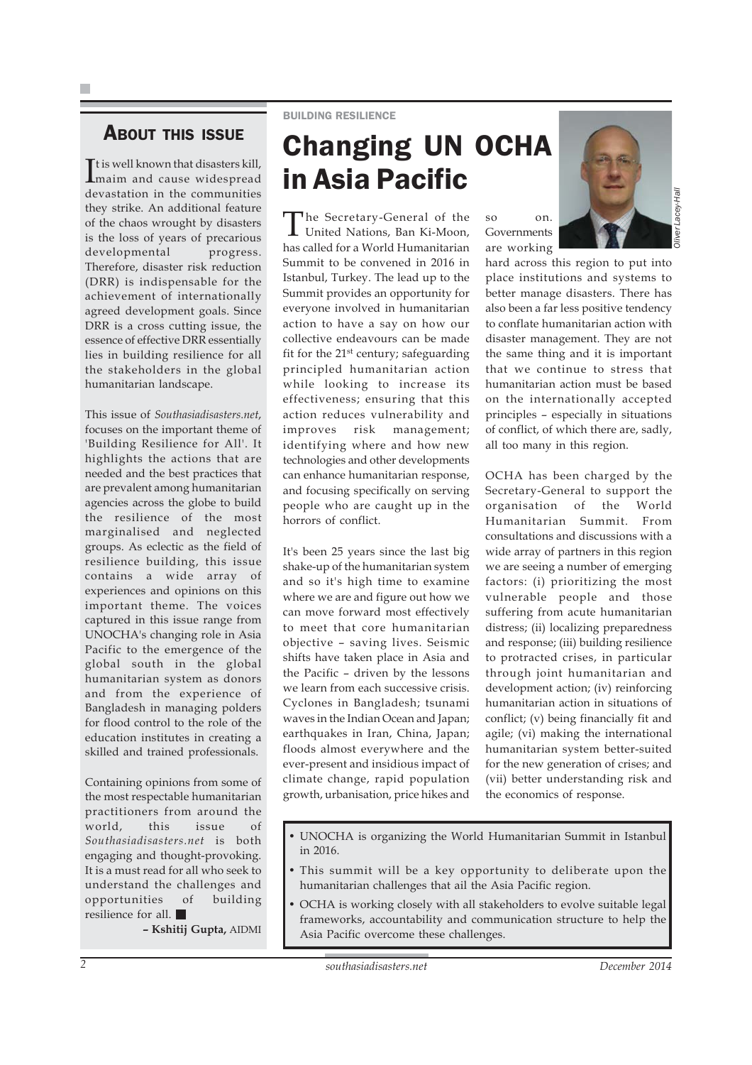## About this issue

It is well known that disasters kill, maim and cause widespread devastation in the communities they strike. An additional feature of the chaos wrought by disasters is the loss of years of precarious developmental progress. Therefore, disaster risk reduction (DRR) is indispensable for the achievement of internationally agreed development goals. Since DRR is a cross cutting issue, the essence of effective DRR essentially lies in building resilience for all the stakeholders in the global humanitarian landscape.

This issue of *Southasiadisasters.net*, focuses on the important theme of 'Building Resilience for All'. It highlights the actions that are needed and the best practices that are prevalent among humanitarian agencies across the globe to build the resilience of the most marginalised and neglected groups. As eclectic as the field of resilience building, this issue contains a wide array of experiences and opinions on this important theme. The voices captured in this issue range from UNOCHA's changing role in Asia Pacific to the emergence of the global south in the global humanitarian system as donors and from the experience of Bangladesh in managing polders for flood control to the role of the education institutes in creating a skilled and trained professionals.

Containing opinions from some of the most respectable humanitarian practitioners from around the world, this issue of *Southasiadisasters.net* is both engaging and thought-provoking. It is a must read for all who seek to understand the challenges and opportunities of building resilience for all. ■

**– Kshitij Gupta,** AIDMI

BUILDING RESILIENCE

# Changing UN OCHA in Asia Pacific

*Oliver Lacey-Hall*

The Secretary-General of the United Nations, Ban Ki-Moon, has called for a World Humanitarian Summit to be convened in 2016 in Istanbul, Turkey. The lead up to the Summit provides an opportunity for everyone involved in humanitarian action to have a say on how our collective endeavours can be made fit for the 21st century; safeguarding principled humanitarian action while looking to increase its effectiveness; ensuring that this action reduces vulnerability and improves risk management; identifying where and how new technologies and other developments can enhance humanitarian response, and focusing specifically on serving people who are caught up in the horrors of conflict.

It's been 25 years since the last big shake-up of the humanitarian system and so it's high time to examine where we are and figure out how we can move forward most effectively to meet that core humanitarian objective – saving lives. Seismic shifts have taken place in Asia and the Pacific – driven by the lessons we learn from each successive crisis. Cyclones in Bangladesh; tsunami waves in the Indian Ocean and Japan; earthquakes in Iran, China, Japan; floods almost everywhere and the ever-present and insidious impact of climate change, rapid population growth, urbanisation, price hikes and so on. Governments are working hard across this region to put into place institutions and systems to better manage disasters. There has also been a far less positive tendency to conflate humanitarian action with disaster management. They are not the same thing and it is important that we continue to stress that humanitarian action must be based on the internationally accepted principles – especially in situations of conflict, of which there are, sadly, all too many in this region.

OCHA has been charged by the Secretary-General to support the organisation of the World Humanitarian Summit. From consultations and discussions with a wide array of partners in this region we are seeing a number of emerging factors: (i) prioritizing the most vulnerable people and those suffering from acute humanitarian distress; (ii) localizing preparedness and response; (iii) building resilience to protracted crises, in particular through joint humanitarian and development action; (iv) reinforcing humanitarian action in situations of conflict; (v) being financially fit and agile; (vi) making the international humanitarian system better-suited for the new generation of crises; and (vii) better understanding risk and the economics of response.

- UNOCHA is organizing the World Humanitarian Summit in Istanbul in 2016.
- This summit will be a key opportunity to deliberate upon the humanitarian challenges that ail the Asia Pacific region.
- OCHA is working closely with all stakeholders to evolve suitable legal frameworks, accountability and communication structure to help the Asia Pacific overcome these challenges.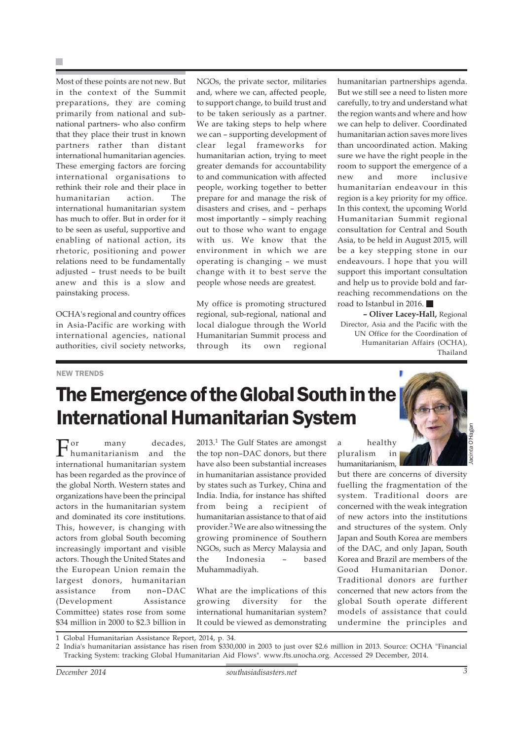Most of these points are not new. But in the context of the Summit preparations, they are coming primarily from national and sub-national partners- who also confirm that they place their trust in known partners rather than distant international humanitarian agencies. These emerging factors are forcing international organisations to rethink their role and their place in humanitarian action. The international humanitarian system has much to offer. But in order for it to be seen as useful, supportive and enabling of national action, its rhetoric, positioning and power relations need to be fundamentally adjusted – trust needs to be built anew and this is a slow and painstaking process.

OCHA's regional and country offices in Asia-Pacific are working with international agencies, national authorities, civil society networks, NGOs, the private sector, militaries and, where we can, affected people, to support change, to build trust and to be taken seriously as a partner. We are taking steps to help where we can – supporting development of clear legal frameworks for humanitarian action, trying to meet greater demands for accountability to and communication with affected people, working together to better prepare for and manage the risk of disasters and crises, and – perhaps most importantly – simply reaching out to those who want to engage with us. We know that the environment in which we are operating is changing – we must change with it to best serve the people whose needs are greatest.

My office is promoting structured regional, sub-regional, national and local dialogue through the World Humanitarian Summit process and through its own regional humanitarian partnerships agenda. But we still see a need to listen more carefully, to try and understand what the region wants and where and how we can help to deliver. Coordinated humanitarian action saves more lives than uncoordinated action. Making sure we have the right people in the room to support the emergence of a new and more inclusive humanitarian endeavour in this region is a key priority for my office. In this context, the upcoming World Humanitarian Summit regional consultation for Central and South Asia, to be held in August 2015, will be a key stepping stone in our endeavours. I hope that you will support this important consultation and help us to provide bold and far-reaching recommendations on the road to Istanbul in 2016. ■

**– Oliver Lacey-Hall,** Regional Director, Asia and the Pacific with the UN Office for the Coordination of Humanitarian Affairs (OCHA), Thailand

NEW TRENDS

# The Emergence of the Global South in the International Humanitarian System

*Jacinta O'Hagan*

For many decades, humanitarianism and the international humanitarian system has been regarded as the province of the global North. Western states and organizations have been the principal actors in the humanitarian system and dominated its core institutions. This, however, is changing with actors from global South becoming increasingly important and visible actors. Though the United States and the European Union remain the largest donors, humanitarian assistance from non–DAC (Development Assistance Committee) states rose from some \$34 million in 2000 to \$2.3 billion in 2013.[1] The Gulf States are amongst the top non–DAC donors, but there have also been substantial increases in humanitarian assistance provided by states such as Turkey, China and India. India, for instance has shifted from being a recipient of humanitarian assistance to that of aid provider.[2] We are also witnessing the growing prominence of Southern NGOs, such as Mercy Malaysia and the Indonesia – based Muhammadiyah.

What are the implications of this growing diversity for the international humanitarian system? It could be viewed as demonstrating a healthy pluralism in humanitarianism, but there are concerns of diversity fuelling the fragmentation of the system. Traditional doors are concerned with the weak integration of new actors into the institutions and structures of the system. Only Japan and South Korea are members of the DAC, and only Japan, South Korea and Brazil are members of the Good Humanitarian Donor. Traditional donors are further concerned that new actors from the global South operate different models of assistance that could undermine the principles and

1 Global Humanitarian Assistance Report, 2014, p. 34.

2 India's humanitarian assistance has risen from \$330,000 in 2003 to just over \$2.6 million in 2013. Source: OCHA "Financial Tracking System: tracking Global Humanitarian Aid Flows". www.fts.unocha.org. Accessed 29 December, 2014.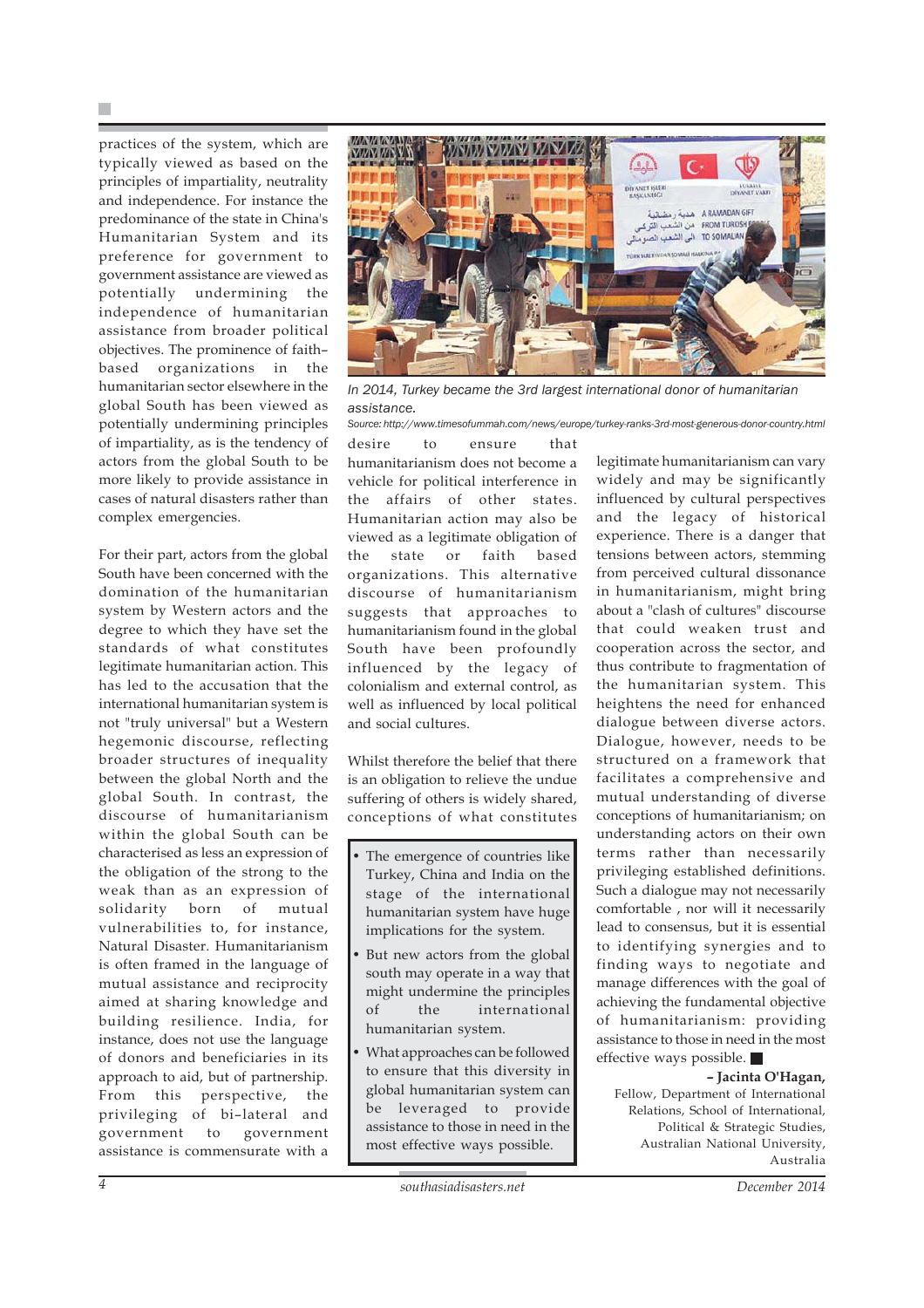practices of the system, which are typically viewed as based on the principles of impartiality, neutrality and independence. For instance the predominance of the state in China's Humanitarian System and its preference for government to government assistance are viewed as potentially undermining the independence of humanitarian assistance from broader political objectives. The prominence of faith–based organizations in the humanitarian sector elsewhere in the global South has been viewed as potentially undermining principles of impartiality, as is the tendency of actors from the global South to be more likely to provide assistance in cases of natural disasters rather than complex emergencies.

For their part, actors from the global South have been concerned with the domination of the humanitarian system by Western actors and the degree to which they have set the standards of what constitutes legitimate humanitarian action. This has led to the accusation that the international humanitarian system is not "truly universal" but a Western hegemonic discourse, reflecting broader structures of inequality between the global North and the global South. In contrast, the discourse of humanitarianism within the global South can be characterised as less an expression of the obligation of the strong to the weak than as an expression of solidarity born of mutual vulnerabilities to, for instance, Natural Disaster. Humanitarianism is often framed in the language of mutual assistance and reciprocity aimed at sharing knowledge and building resilience. India, for instance, does not use the language of donors and beneficiaries in its approach to aid, but of partnership. From this perspective, the privileging of bi–lateral and government to government assistance is commensurate with a desire to ensure that humanitarianism does not become a vehicle for political interference in the affairs of other states. Humanitarian action may also be viewed as a legitimate obligation of the state or faith based organizations. This alternative discourse of humanitarianism suggests that approaches to humanitarianism found in the global South have been profoundly influenced by the legacy of colonialism and external control, as well as influenced by local political and social cultures.

*In 2014, Turkey became the 3rd largest international donor of humanitarian assistance.*

*Source: http://www.timesofummah.com/news/europe/turkey-ranks-3rd-most-generous-donor-country.html*

Whilst therefore the belief that there is an obligation to relieve the undue suffering of others is widely shared, conceptions of what constitutes legitimate humanitarianism can vary widely and may be significantly influenced by cultural perspectives and the legacy of historical experience. There is a danger that tensions between actors, stemming from perceived cultural dissonance in humanitarianism, might bring about a "clash of cultures" discourse that could weaken trust and cooperation across the sector, and thus contribute to fragmentation of the humanitarian system. This heightens the need for enhanced dialogue between diverse actors. Dialogue, however, needs to be structured on a framework that facilitates a comprehensive and mutual understanding of diverse conceptions of humanitarianism; on understanding actors on their own terms rather than necessarily privileging established definitions. Such a dialogue may not necessarily comfortable , nor will it necessarily lead to consensus, but it is essential to identifying synergies and to finding ways to negotiate and manage differences with the goal of achieving the fundamental objective of humanitarianism: providing assistance to those in need in the most effective ways possible. ■

- The emergence of countries like Turkey, China and India on the stage of the international humanitarian system have huge implications for the system.
- But new actors from the global south may operate in a way that might undermine the principles of the international humanitarian system.
- What approaches can be followed to ensure that this diversity in global humanitarian system can be leveraged to provide assistance to those in need in the most effective ways possible.

**– Jacinta O'Hagan,**
Fellow, Department of International Relations, School of International, Political & Strategic Studies, Australian National University, Australia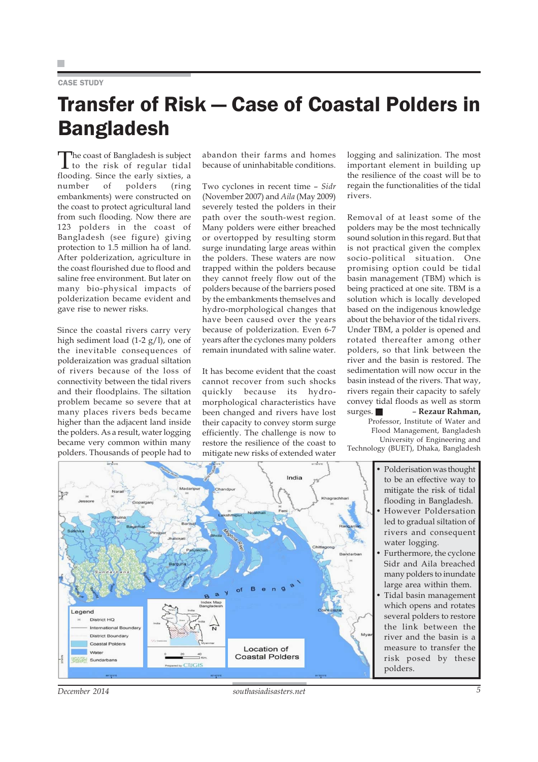CASE STUDY

# Transfer of Risk — Case of Coastal Polders in Bangladesh

The coast of Bangladesh is subject to the risk of regular tidal flooding. Since the early sixties, a number of polders (ring embankments) were constructed on the coast to protect agricultural land from such flooding. Now there are 123 polders in the coast of Bangladesh (see figure) giving protection to 1.5 million ha of land. After polderization, agriculture in the coast flourished due to flood and saline free environment. But later on many bio-physical impacts of polderization became evident and gave rise to newer risks.

Since the coastal rivers carry very high sediment load (1-2 g/l), one of the inevitable consequences of polderaization was gradual siltation of rivers because of the loss of connectivity between the tidal rivers and their floodplains. The siltation problem became so severe that at many places rivers beds became higher than the adjacent land inside the polders. As a result, water logging became very common within many polders. Thousands of people had to abandon their farms and homes because of uninhabitable conditions.

Two cyclones in recent time – *Sidr* (November 2007) and *Aila* (May 2009) severely tested the polders in their path over the south-west region. Many polders were either breached or overtopped by resulting storm surge inundating large areas within the polders. These waters are now trapped within the polders because they cannot freely flow out of the polders because of the barriers posed by the embankments themselves and hydro-morphological changes that have been caused over the years because of polderization. Even 6-7 years after the cyclones many polders remain inundated with saline water.

It has become evident that the coast cannot recover from such shocks quickly because its hydro-morphological characteristics have been changed and rivers have lost their capacity to convey storm surge efficiently. The challenge is now to restore the resilience of the coast to mitigate new risks of extended water logging and salinization. The most important element in building up the resilience of the coast will be to regain the functionalities of the tidal rivers.

Removal of at least some of the polders may be the most technically sound solution in this regard. But that is not practical given the complex socio-political situation. One promising option could be tidal basin management (TBM) which is being practiced at one site. TBM is a solution which is locally developed based on the indigenous knowledge about the behavior of the tidal rivers. Under TBM, a polder is opened and rotated thereafter among other polders, so that link between the river and the basin is restored. The sedimentation will now occur in the basin instead of the rivers. That way, rivers regain their capacity to safely convey tidal floods as well as storm surges. ■

– **Rezaur Rahman,**
Professor, Institute of Water and Flood Management, Bangladesh University of Engineering and Technology (BUET), Dhaka, Bangladesh

Location of Coastal Polders

- Polderisation was thought to be an effective way to mitigate the risk of tidal flooding in Bangladesh.
- However Poldersation led to gradual siltation of rivers and consequent water logging.
- Furthermore, the cyclone Sidr and Aila breached many polders to inundate large area within them.
- Tidal basin management which opens and rotates several polders to restore the link between the river and the basin is a measure to transfer the risk posed by these polders.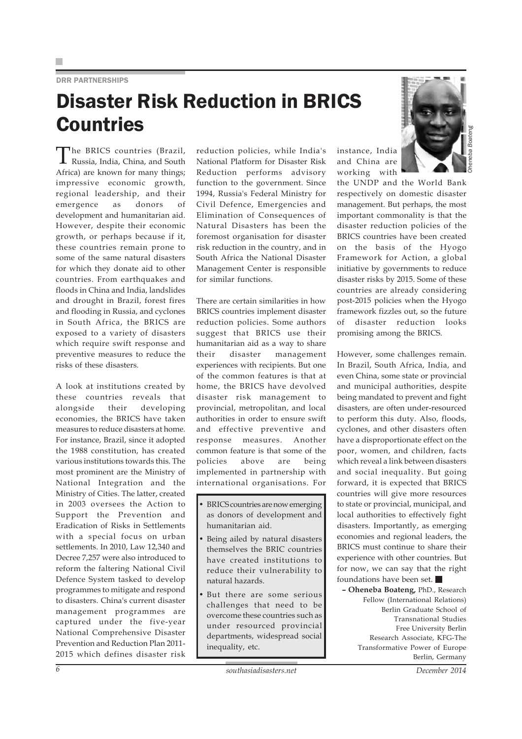DRR PARTNERSHIPS

# Disaster Risk Reduction in BRICS Countries

The BRICS countries (Brazil, Russia, India, China, and South Africa) are known for many things; impressive economic growth, regional leadership, and their emergence as donors of development and humanitarian aid. However, despite their economic growth, or perhaps because if it, these countries remain prone to some of the same natural disasters for which they donate aid to other countries. From earthquakes and floods in China and India, landslides and drought in Brazil, forest fires and flooding in Russia, and cyclones in South Africa, the BRICS are exposed to a variety of disasters which require swift response and preventive measures to reduce the risks of these disasters.

A look at institutions created by these countries reveals that alongside their developing economies, the BRICS have taken measures to reduce disasters at home. For instance, Brazil, since it adopted the 1988 constitution, has created various institutions towards this. The most prominent are the Ministry of National Integration and the Ministry of Cities. The latter, created in 2003 oversees the Action to Support the Prevention and Eradication of Risks in Settlements with a special focus on urban settlements. In 2010, Law 12,340 and Decree 7,257 were also introduced to reform the faltering National Civil Defence System tasked to develop programmes to mitigate and respond to disasters. China's current disaster management programmes are captured under the five-year National Comprehensive Disaster Prevention and Reduction Plan 2011-2015 which defines disaster risk reduction policies, while India's National Platform for Disaster Risk Reduction performs advisory function to the government. Since 1994, Russia's Federal Ministry for Civil Defence, Emergencies and Elimination of Consequences of Natural Disasters has been the foremost organisation for disaster risk reduction in the country, and in South Africa the National Disaster Management Center is responsible for similar functions.

There are certain similarities in how BRICS countries implement disaster reduction policies. Some authors suggest that BRICS use their humanitarian aid as a way to share their disaster management experiences with recipients. But one of the common features is that at home, the BRICS have devolved disaster risk management to provincial, metropolitan, and local authorities in order to ensure swift and effective preventive and response measures. Another common feature is that some of the policies above are being implemented in partnership with international organisations. For instance, India and China are working with the UNDP and the World Bank respectively on domestic disaster management. But perhaps, the most important commonality is that the disaster reduction policies of the BRICS countries have been created on the basis of the Hyogo Framework for Action, a global initiative by governments to reduce disaster risks by 2015. Some of these countries are already considering post-2015 policies when the Hyogo framework fizzles out, so the future of disaster reduction looks promising among the BRICS.

- BRICS countries are now emerging as donors of development and humanitarian aid.
- Being ailed by natural disasters themselves the BRIC countries have created institutions to reduce their vulnerability to natural hazards.
- But there are some serious challenges that need to be overcome these countries such as under resourced provincial departments, widespread social inequality, etc.

However, some challenges remain. In Brazil, South Africa, India, and even China, some state or provincial and municipal authorities, despite being mandated to prevent and fight disasters, are often under-resourced to perform this duty. Also, floods, cyclones, and other disasters often have a disproportionate effect on the poor, women, and children, facts which reveal a link between disasters and social inequality. But going forward, it is expected that BRICS countries will give more resources to state or provincial, municipal, and local authorities to effectively fight disasters. Importantly, as emerging economies and regional leaders, the BRICS must continue to share their experience with other countries. But for now, we can say that the right foundations have been set. ■

*Oheneba Boateng*

**– Oheneba Boateng,** PhD., Research Fellow (International Relations) Berlin Graduate School of Transnational Studies Free University Berlin Research Associate, KFG-The Transformative Power of Europe Berlin, Germany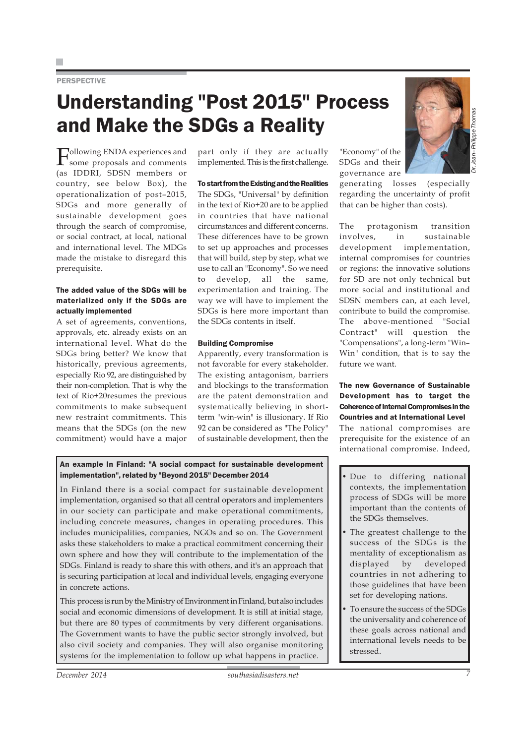PERSPECTIVE

# Understanding "Post 2015" Process and Make the SDGs a Reality

Dr. Jean–Philippe Thomas

Following ENDA experiences and some proposals and comments (as IDDRI, SDSN members or country, see below Box), the operationalization of post–2015, SDGs and more generally of sustainable development goes through the search of compromise, or social contract, at local, national and international level. The MDGs made the mistake to disregard this prerequisite.

### The added value of the SDGs will be materialized only if the SDGs are actually implemented

A set of agreements, conventions, approvals, etc. already exists on an international level. What do the SDGs bring better? We know that historically, previous agreements, especially Rio 92, are distinguished by their non-completion. That is why the text of Rio+20resumes the previous commitments to make subsequent new restraint commitments. This means that the SDGs (on the new commitment) would have a major part only if they are actually implemented. This is the first challenge.

### To start from the Existing and the Realities

The SDGs, "Universal" by definition in the text of Rio+20 are to be applied in countries that have national circumstances and different concerns. These differences have to be grown to set up approaches and processes that will build, step by step, what we use to call an "Economy". So we need to develop, all the same, experimentation and training. The way we will have to implement the SDGs is here more important than the SDGs contents in itself.

### Building Compromise

Apparently, every transformation is not favorable for every stakeholder. The existing antagonism, barriers and blockings to the transformation are the patent demonstration and systematically believing in short-term "win-win" is illusionary. If Rio 92 can be considered as "The Policy" of sustainable development, then the "Economy" of the SDGs and their governance are generating losses (especially regarding the uncertainty of profit that can be higher than costs).

The protagonism transition involves, in sustainable development implementation, internal compromises for countries or regions: the innovative solutions for SD are not only technical but more social and institutional and SDSN members can, at each level, contribute to build the compromise. The above-mentioned "Social Contract" will question the "Compensations", a long-term "Win–Win" condition, that is to say the future we want.

### The new Governance of Sustainable Development has to target the Coherence of Internal Compromises in the Countries and at International Level

The national compromises are prerequisite for the existence of an international compromise. Indeed,

> **An example In Finland: "A social compact for sustainable development implementation", related by "Beyond 2015" December 2014**
>
> In Finland there is a social compact for sustainable development implementation, organised so that all central operators and implementers in our society can participate and make operational commitments, including concrete measures, changes in operating procedures. This includes municipalities, companies, NGOs and so on. The Government asks these stakeholders to make a practical commitment concerning their own sphere and how they will contribute to the implementation of the SDGs. Finland is ready to share this with others, and it's an approach that is securing participation at local and individual levels, engaging everyone in concrete actions.
>
> This process is run by the Ministry of Environment in Finland, but also includes social and economic dimensions of development. It is still at initial stage, but there are 80 types of commitments by very different organisations. The Government wants to have the public sector strongly involved, but also civil society and companies. They will also organise monitoring systems for the implementation to follow up what happens in practice.

> - Due to differing national contexts, the implementation process of SDGs will be more important than the contents of the SDGs themselves.
> - The greatest challenge to the success of the SDGs is the mentality of exceptionalism as displayed by developed countries in not adhering to those guidelines that have been set for developing nations.
> - To ensure the success of the SDGs the universality and coherence of these goals across national and international levels needs to be stressed.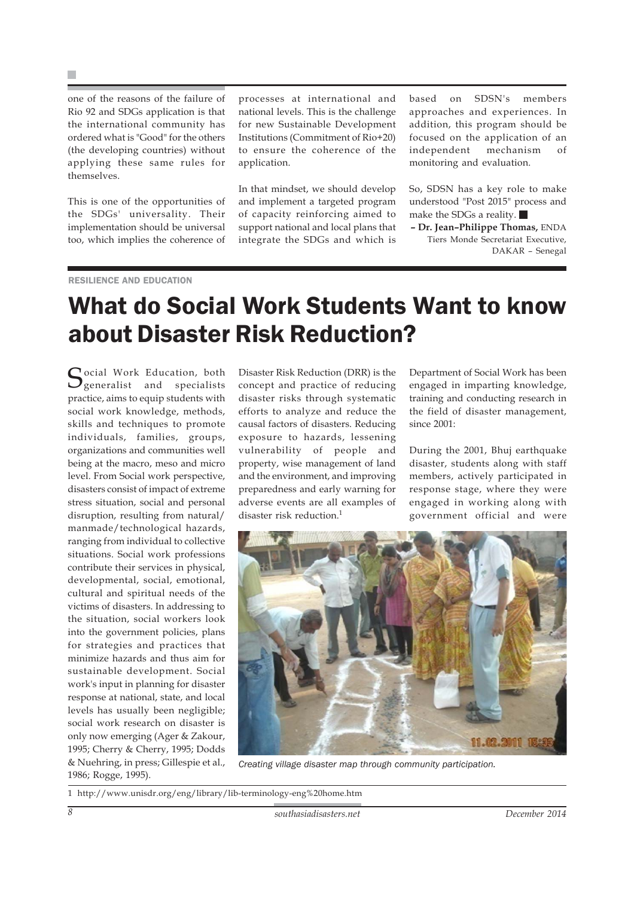one of the reasons of the failure of Rio 92 and SDGs application is that the international community has ordered what is "Good" for the others (the developing countries) without applying these same rules for themselves.

This is one of the opportunities of the SDGs' universality. Their implementation should be universal too, which implies the coherence of processes at international and national levels. This is the challenge for new Sustainable Development Institutions (Commitment of Rio+20) to ensure the coherence of the application.

In that mindset, we should develop and implement a targeted program of capacity reinforcing aimed to support national and local plans that integrate the SDGs and which is based on SDSN's members approaches and experiences. In addition, this program should be focused on the application of an independent mechanism of monitoring and evaluation.

So, SDSN has a key role to make understood "Post 2015" process and make the SDGs a reality.

**– Dr. Jean–Philippe Thomas,** ENDA Tiers Monde Secretariat Executive, DAKAR – Senegal

RESILIENCE AND EDUCATION

# What do Social Work Students Want to know about Disaster Risk Reduction?

Social Work Education, both generalist and specialists practice, aims to equip students with social work knowledge, methods, skills and techniques to promote individuals, families, groups, organizations and communities well being at the macro, meso and micro level. From Social work perspective, disasters consist of impact of extreme stress situation, social and personal disruption, resulting from natural/ manmade/technological hazards, ranging from individual to collective situations. Social work professions contribute their services in physical, developmental, social, emotional, cultural and spiritual needs of the victims of disasters. In addressing to the situation, social workers look into the government policies, plans for strategies and practices that minimize hazards and thus aim for sustainable development. Social work's input in planning for disaster response at national, state, and local levels has usually been negligible; social work research on disaster is only now emerging (Ager & Zakour, 1995; Cherry & Cherry, 1995; Dodds & Nuehring, in press; Gillespie et al., 1986; Rogge, 1995).

Disaster Risk Reduction (DRR) is the concept and practice of reducing disaster risks through systematic efforts to analyze and reduce the causal factors of disasters. Reducing exposure to hazards, lessening vulnerability of people and property, wise management of land and the environment, and improving preparedness and early warning for adverse events are all examples of disaster risk reduction.[1]

Department of Social Work has been engaged in imparting knowledge, training and conducting research in the field of disaster management, since 2001:

During the 2001, Bhuj earthquake disaster, students along with staff members, actively participated in response stage, where they were engaged in working along with government official and were

*Creating village disaster map through community participation.*

1 http://www.unisdr.org/eng/library/lib-terminology-eng%20home.htm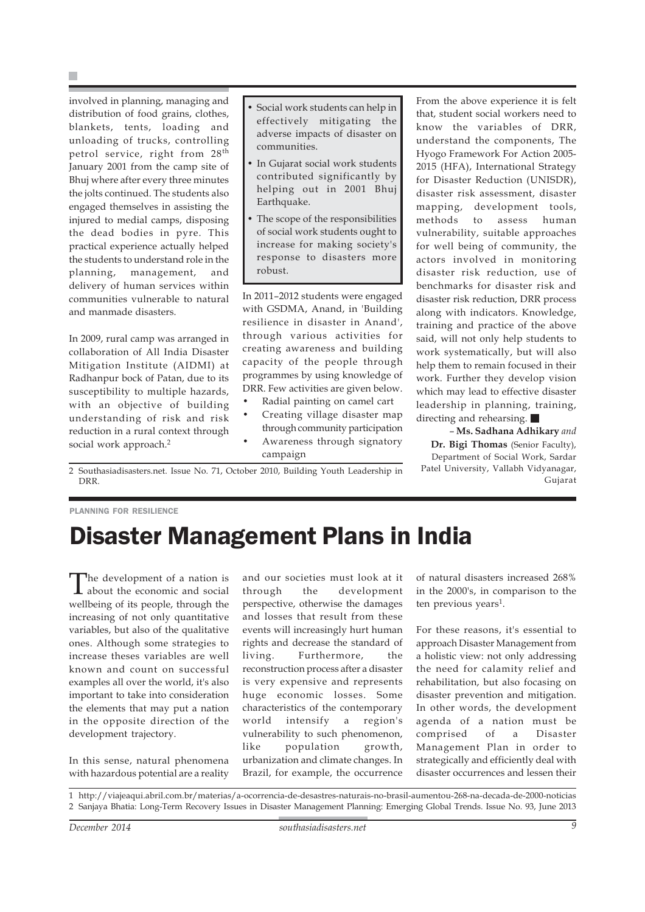involved in planning, managing and distribution of food grains, clothes, blankets, tents, loading and unloading of trucks, controlling petrol service, right from 28th January 2001 from the camp site of Bhuj where after every three minutes the jolts continued. The students also engaged themselves in assisting the injured to medial camps, disposing the dead bodies in pyre. This practical experience actually helped the students to understand role in the planning, management, and delivery of human services within communities vulnerable to natural and manmade disasters.

In 2009, rural camp was arranged in collaboration of All India Disaster Mitigation Institute (AIDMI) at Radhanpur bock of Patan, due to its susceptibility to multiple hazards, with an objective of building understanding of risk and risk reduction in a rural context through social work approach.[2]

- Social work students can help in effectively mitigating the adverse impacts of disaster on communities.
- In Gujarat social work students contributed significantly by helping out in 2001 Bhuj Earthquake.
- The scope of the responsibilities of social work students ought to increase for making society's response to disasters more robust.

In 2011–2012 students were engaged with GSDMA, Anand, in 'Building resilience in disaster in Anand', through various activities for creating awareness and building capacity of the people through programmes by using knowledge of DRR. Few activities are given below.

- Radial painting on camel cart
- Creating village disaster map through community participation
- Awareness through signatory campaign

From the above experience it is felt that, student social workers need to know the variables of DRR, understand the components, The Hyogo Framework For Action 2005-2015 (HFA), International Strategy for Disaster Reduction (UNISDR), disaster risk assessment, disaster mapping, development tools, methods to assess human vulnerability, suitable approaches for well being of community, the actors involved in monitoring disaster risk reduction, use of benchmarks for disaster risk and disaster risk reduction, DRR process along with indicators. Knowledge, training and practice of the above said, will not only help students to work systematically, but will also help them to remain focused in their work. Further they develop vision which may lead to effective disaster leadership in planning, training, directing and rehearsing. ■

– **Ms. Sadhana Adhikary** *and* **Dr. Bigi Thomas** (Senior Faculty), Department of Social Work, Sardar Patel University, Vallabh Vidyanagar, Gujarat

2 Southasiadisasters.net. Issue No. 71, October 2010, Building Youth Leadership in DRR.

PLANNING FOR RESILIENCE

# Disaster Management Plans in India

The development of a nation is about the economic and social wellbeing of its people, through the increasing of not only quantitative variables, but also of the qualitative ones. Although some strategies to increase theses variables are well known and count on successful examples all over the world, it's also important to take into consideration the elements that may put a nation in the opposite direction of the development trajectory.

In this sense, natural phenomena with hazardous potential are a reality and our societies must look at it through the development perspective, otherwise the damages and losses that result from these events will increasingly hurt human rights and decrease the standard of living. Furthermore, the reconstruction process after a disaster is very expensive and represents huge economic losses. Some characteristics of the contemporary world intensify a region's vulnerability to such phenomenon, like population growth, urbanization and climate changes. In Brazil, for example, the occurrence of natural disasters increased 268% in the 2000's, in comparison to the ten previous years[1].

For these reasons, it's essential to approach Disaster Management from a holistic view: not only addressing the need for calamity relief and rehabilitation, but also focasing on disaster prevention and mitigation. In other words, the development agenda of a nation must be comprised of a Disaster Management Plan in order to strategically and efficiently deal with disaster occurrences and lessen their

1 http://viajeaqui.abril.com.br/materias/a-ocorrencia-de-desastres-naturais-no-brasil-aumentou-268-na-decada-de-2000-noticias
2 Sanjaya Bhatia: Long-Term Recovery Issues in Disaster Management Planning: Emerging Global Trends. Issue No. 93, June 2013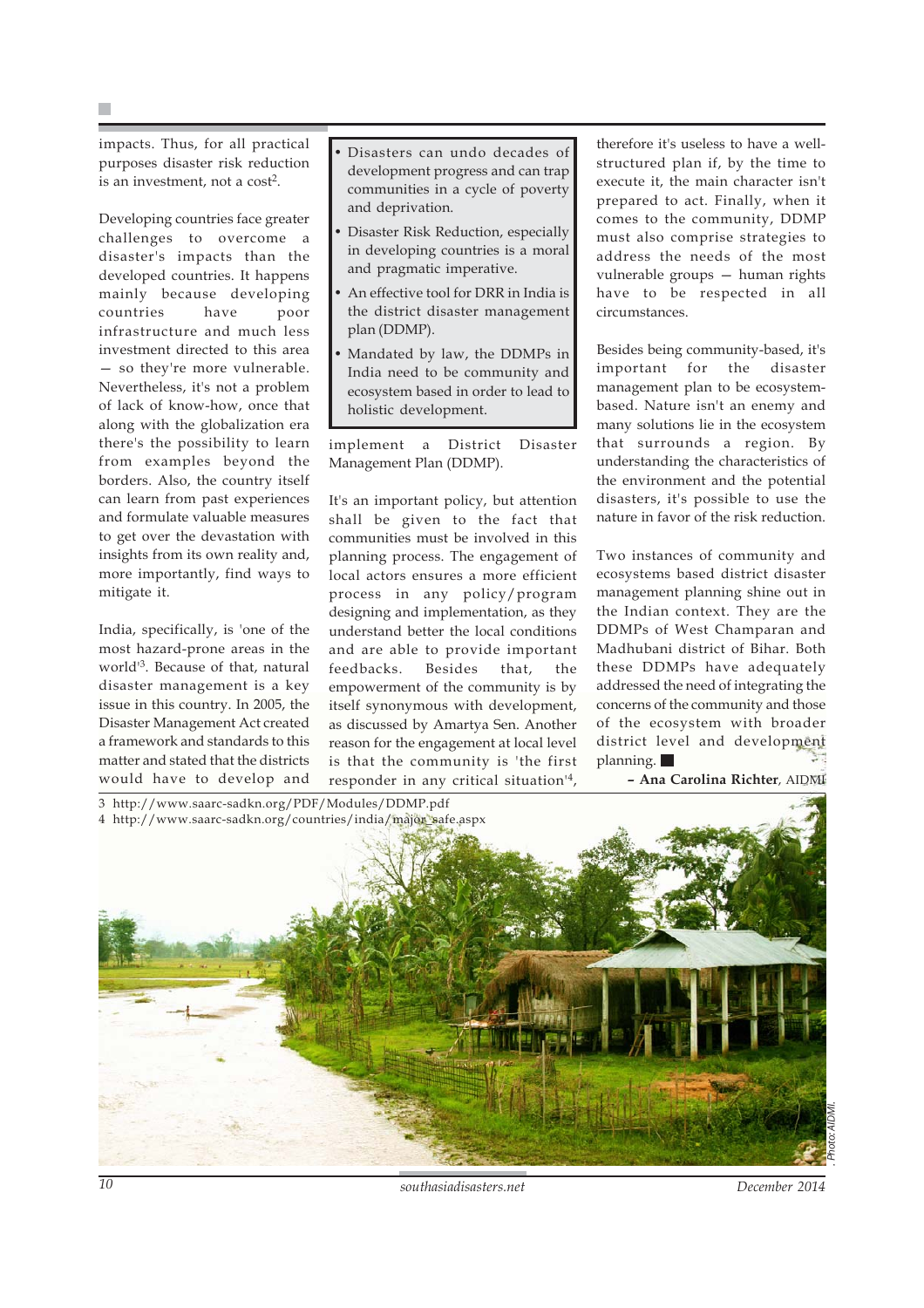impacts. Thus, for all practical purposes disaster risk reduction is an investment, not a cost[2].

Developing countries face greater challenges to overcome a disaster's impacts than the developed countries. It happens mainly because developing countries have poor infrastructure and much less investment directed to this area — so they're more vulnerable. Nevertheless, it's not a problem of lack of know-how, once that along with the globalization era there's the possibility to learn from examples beyond the borders. Also, the country itself can learn from past experiences and formulate valuable measures to get over the devastation with insights from its own reality and, more importantly, find ways to mitigate it.

India, specifically, is 'one of the most hazard-prone areas in the world'[3]. Because of that, natural disaster management is a key issue in this country. In 2005, the Disaster Management Act created a framework and standards to this matter and stated that the districts would have to develop and implement a District Disaster Management Plan (DDMP).

- Disasters can undo decades of development progress and can trap communities in a cycle of poverty and deprivation.
- Disaster Risk Reduction, especially in developing countries is a moral and pragmatic imperative.
- An effective tool for DRR in India is the district disaster management plan (DDMP).
- Mandated by law, the DDMPs in India need to be community and ecosystem based in order to lead to holistic development.

It's an important policy, but attention shall be given to the fact that communities must be involved in this planning process. The engagement of local actors ensures a more efficient process in any policy/program designing and implementation, as they understand better the local conditions and are able to provide important feedbacks. Besides that, the empowerment of the community is by itself synonymous with development, as discussed by Amartya Sen. Another reason for the engagement at local level is that the community is 'the first responder in any critical situation'[4], therefore it's useless to have a well-structured plan if, by the time to execute it, the main character isn't prepared to act. Finally, when it comes to the community, DDMP must also comprise strategies to address the needs of the most vulnerable groups — human rights have to be respected in all circumstances.

Besides being community-based, it's important for the disaster management plan to be ecosystem-based. Nature isn't an enemy and many solutions lie in the ecosystem that surrounds a region. By understanding the characteristics of the environment and the potential disasters, it's possible to use the nature in favor of the risk reduction.

Two instances of community and ecosystems based district disaster management planning shine out in the Indian context. They are the DDMPs of West Champaran and Madhubani district of Bihar. Both these DDMPs have adequately addressed the need of integrating the concerns of the community and those of the ecosystem with broader district level and development planning. ■

**– Ana Carolina Richter**, AIDMI

3 http://www.saarc-sadkn.org/PDF/Modules/DDMP.pdf
4 http://www.saarc-sadkn.org/countries/india/major_safe.aspx

Photo: AIDMI.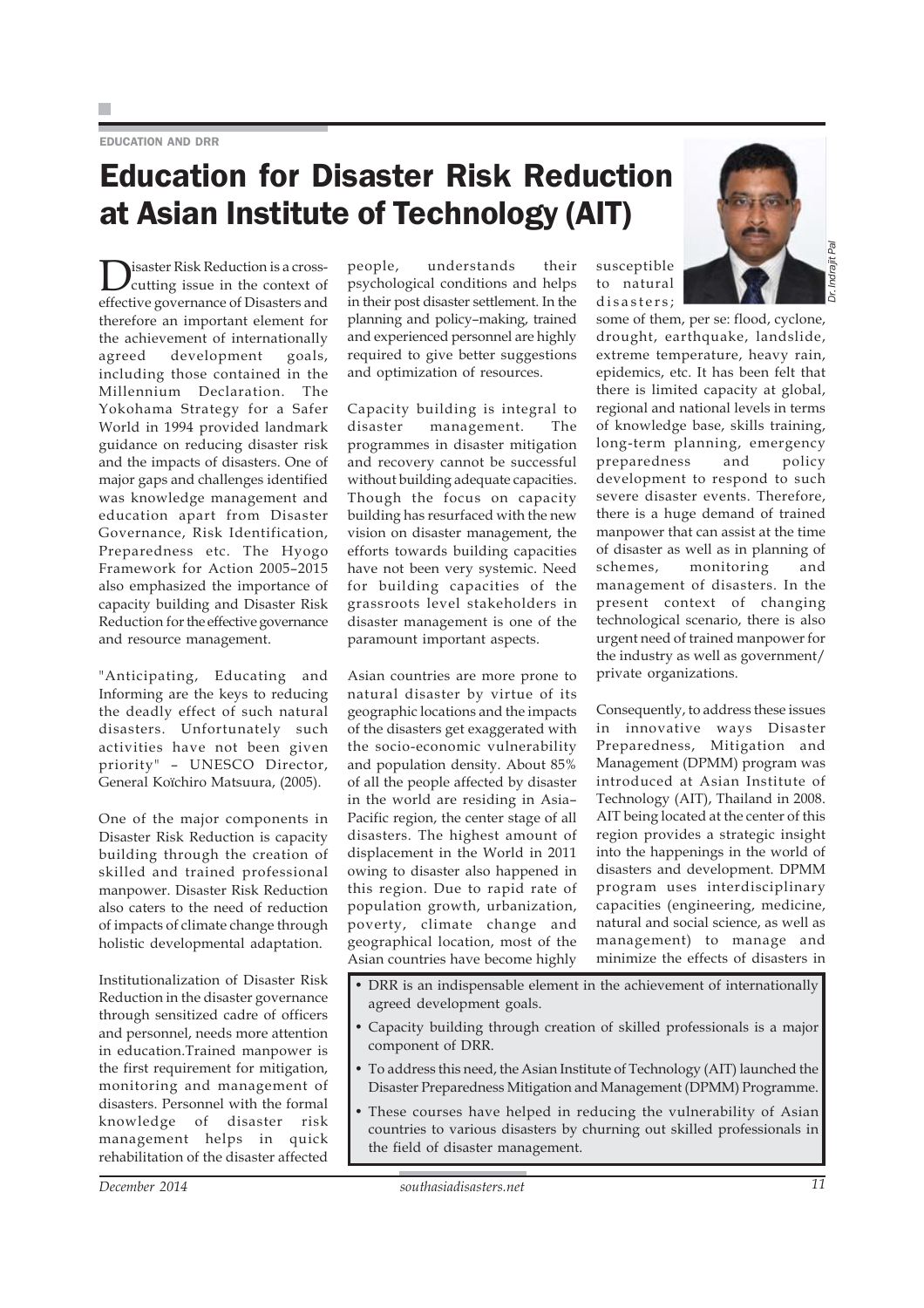EDUCATION AND DRR

# Education for Disaster Risk Reduction at Asian Institute of Technology (AIT)

Dr. Indrajit Pal

Disaster Risk Reduction is a cross-cutting issue in the context of effective governance of Disasters and therefore an important element for the achievement of internationally agreed development goals, including those contained in the Millennium Declaration. The Yokohama Strategy for a Safer World in 1994 provided landmark guidance on reducing disaster risk and the impacts of disasters. One of major gaps and challenges identified was knowledge management and education apart from Disaster Governance, Risk Identification, Preparedness etc. The Hyogo Framework for Action 2005–2015 also emphasized the importance of capacity building and Disaster Risk Reduction for the effective governance and resource management.

"Anticipating, Educating and Informing are the keys to reducing the deadly effect of such natural disasters. Unfortunately such activities have not been given priority" – UNESCO Director, General Koïchiro Matsuura, (2005).

One of the major components in Disaster Risk Reduction is capacity building through the creation of skilled and trained professional manpower. Disaster Risk Reduction also caters to the need of reduction of impacts of climate change through holistic developmental adaptation.

Institutionalization of Disaster Risk Reduction in the disaster governance through sensitized cadre of officers and personnel, needs more attention in education.Trained manpower is the first requirement for mitigation, monitoring and management of disasters. Personnel with the formal knowledge of disaster risk management helps in quick rehabilitation of the disaster affected people, understands their psychological conditions and helps in their post disaster settlement. In the planning and policy–making, trained and experienced personnel are highly required to give better suggestions and optimization of resources.

Capacity building is integral to disaster management. The programmes in disaster mitigation and recovery cannot be successful without building adequate capacities. Though the focus on capacity building has resurfaced with the new vision on disaster management, the efforts towards building capacities have not been very systemic. Need for building capacities of the grassroots level stakeholders in disaster management is one of the paramount important aspects.

Asian countries are more prone to natural disaster by virtue of its geographic locations and the impacts of the disasters get exaggerated with the socio-economic vulnerability and population density. About 85% of all the people affected by disaster in the world are residing in Asia–Pacific region, the center stage of all disasters. The highest amount of displacement in the World in 2011 owing to disaster also happened in this region. Due to rapid rate of population growth, urbanization, poverty, climate change and geographical location, most of the Asian countries have become highly susceptible to natural disasters; some of them, per se: flood, cyclone, drought, earthquake, landslide, extreme temperature, heavy rain, epidemics, etc. It has been felt that there is limited capacity at global, regional and national levels in terms of knowledge base, skills training, long-term planning, emergency preparedness and policy development to respond to such severe disaster events. Therefore, there is a huge demand of trained manpower that can assist at the time of disaster as well as in planning of schemes, monitoring and management of disasters. In the present context of changing technological scenario, there is also urgent need of trained manpower for the industry as well as government/ private organizations.

Consequently, to address these issues in innovative ways Disaster Preparedness, Mitigation and Management (DPMM) program was introduced at Asian Institute of Technology (AIT), Thailand in 2008. AIT being located at the center of this region provides a strategic insight into the happenings in the world of disasters and development. DPMM program uses interdisciplinary capacities (engineering, medicine, natural and social science, as well as management) to manage and minimize the effects of disasters in

- DRR is an indispensable element in the achievement of internationally agreed development goals.
- Capacity building through creation of skilled professionals is a major component of DRR.
- To address this need, the Asian Institute of Technology (AIT) launched the Disaster Preparedness Mitigation and Management (DPMM) Programme.
- These courses have helped in reducing the vulnerability of Asian countries to various disasters by churning out skilled professionals in the field of disaster management.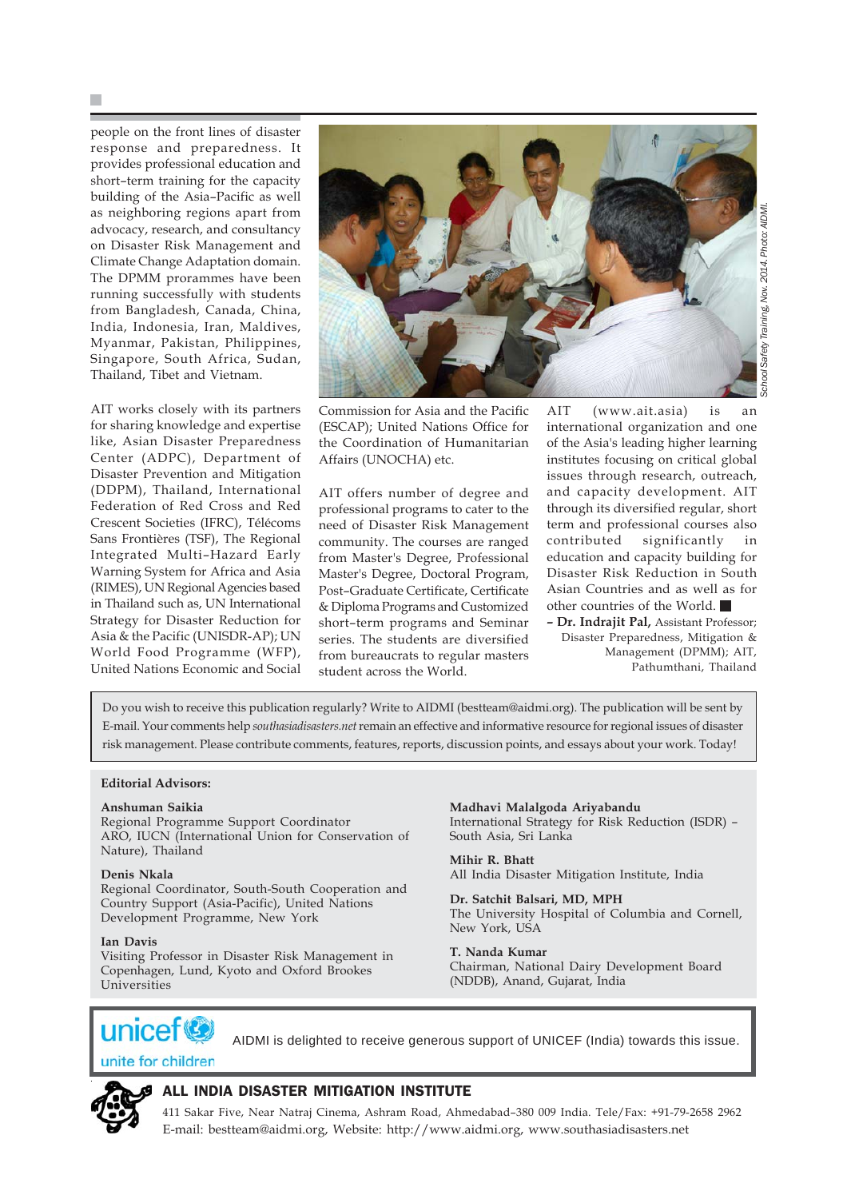people on the front lines of disaster response and preparedness. It provides professional education and short–term training for the capacity building of the Asia–Pacific as well as neighboring regions apart from advocacy, research, and consultancy on Disaster Risk Management and Climate Change Adaptation domain. The DPMM prorammes have been running successfully with students from Bangladesh, Canada, China, India, Indonesia, Iran, Maldives, Myanmar, Pakistan, Philippines, Singapore, South Africa, Sudan, Thailand, Tibet and Vietnam.

AIT works closely with its partners for sharing knowledge and expertise like, Asian Disaster Preparedness Center (ADPC), Department of Disaster Prevention and Mitigation (DDPM), Thailand, International Federation of Red Cross and Red Crescent Societies (IFRC), Télécoms Sans Frontières (TSF), The Regional Integrated Multi–Hazard Early Warning System for Africa and Asia (RIMES), UN Regional Agencies based in Thailand such as, UN International Strategy for Disaster Reduction for Asia & the Pacific (UNISDR-AP); UN World Food Programme (WFP), United Nations Economic and Social Commission for Asia and the Pacific (ESCAP); United Nations Office for the Coordination of Humanitarian Affairs (UNOCHA) etc.

*School Safety Training, Nov. 2014. Photo: AIDMI.*

AIT offers number of degree and professional programs to cater to the need of Disaster Risk Management community. The courses are ranged from Master's Degree, Professional Master's Degree, Doctoral Program, Post–Graduate Certificate, Certificate & Diploma Programs and Customized short–term programs and Seminar series. The students are diversified from bureaucrats to regular masters student across the World.

AIT (www.ait.asia) is an international organization and one of the Asia's leading higher learning institutes focusing on critical global issues through research, outreach, and capacity development. AIT through its diversified regular, short term and professional courses also contributed significantly in education and capacity building for Disaster Risk Reduction in South Asian Countries and as well as for other countries of the World. ■

**– Dr. Indrajit Pal,** Assistant Professor; Disaster Preparedness, Mitigation & Management (DPMM); AIT, Pathumthani, Thailand

Do you wish to receive this publication regularly? Write to AIDMI (bestteam@aidmi.org). The publication will be sent by E-mail. Your comments help *southasiadisasters.net* remain an effective and informative resource for regional issues of disaster risk management. Please contribute comments, features, reports, discussion points, and essays about your work. Today!

**Editorial Advisors:**

**Anshuman Saikia**
Regional Programme Support Coordinator
ARO, IUCN (International Union for Conservation of Nature), Thailand

**Denis Nkala**
Regional Coordinator, South-South Cooperation and Country Support (Asia-Pacific), United Nations Development Programme, New York

**Ian Davis**
Visiting Professor in Disaster Risk Management in Copenhagen, Lund, Kyoto and Oxford Brookes Universities

**Madhavi Malalgoda Ariyabandu**
International Strategy for Risk Reduction (ISDR) – South Asia, Sri Lanka

**Mihir R. Bhatt**
All India Disaster Mitigation Institute, India

**Dr. Satchit Balsari, MD, MPH**
The University Hospital of Columbia and Cornell, New York, USA

**T. Nanda Kumar**
Chairman, National Dairy Development Board (NDDB), Anand, Gujarat, India

unicef unite for children

AIDMI is delighted to receive generous support of UNICEF (India) towards this issue.

**ALL INDIA DISASTER MITIGATION INSTITUTE**

411 Sakar Five, Near Natraj Cinema, Ashram Road, Ahmedabad–380 009 India. Tele/Fax: +91-79-2658 2962
E-mail: bestteam@aidmi.org, Website: http://www.aidmi.org, www.southasiadisasters.net